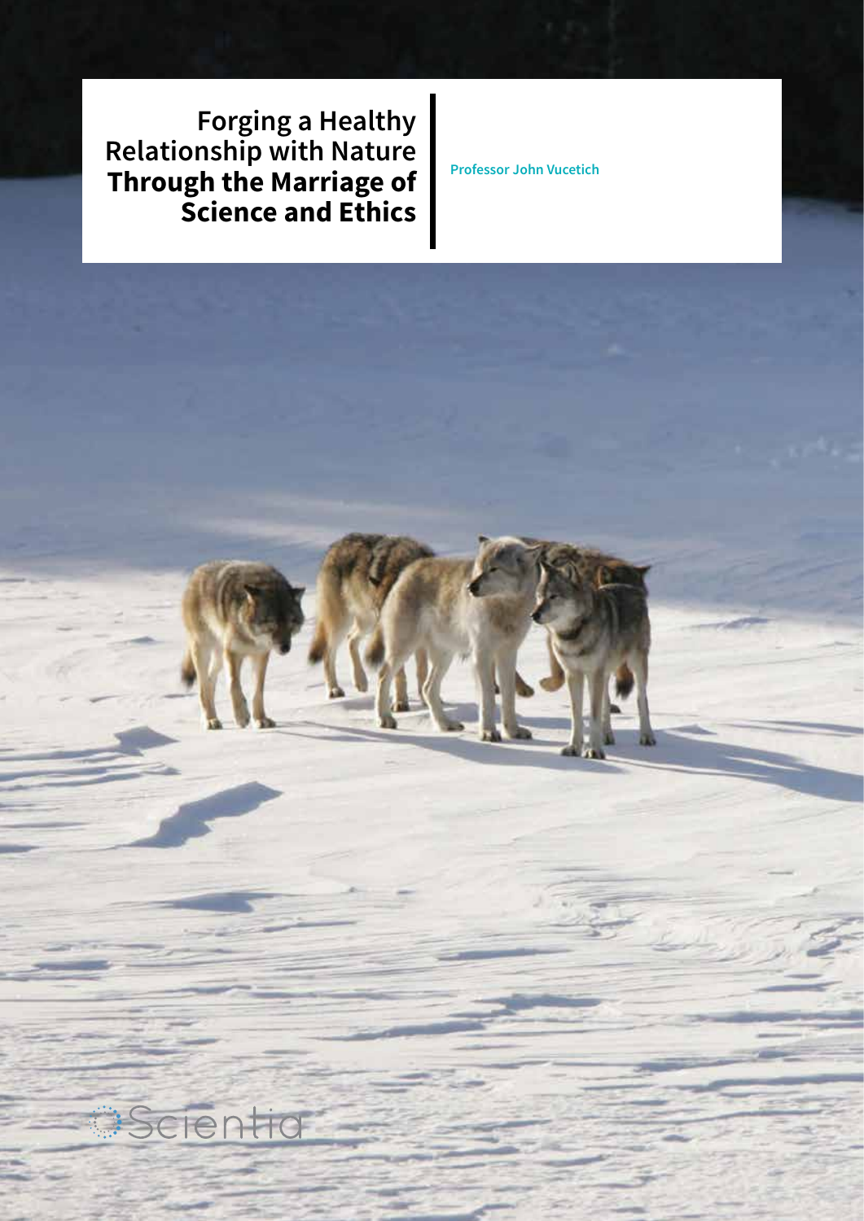# Forging a Healthy Relationship with Nature Through the Marriage of Science and Ethics

**Professor John Vucetich**

Scientia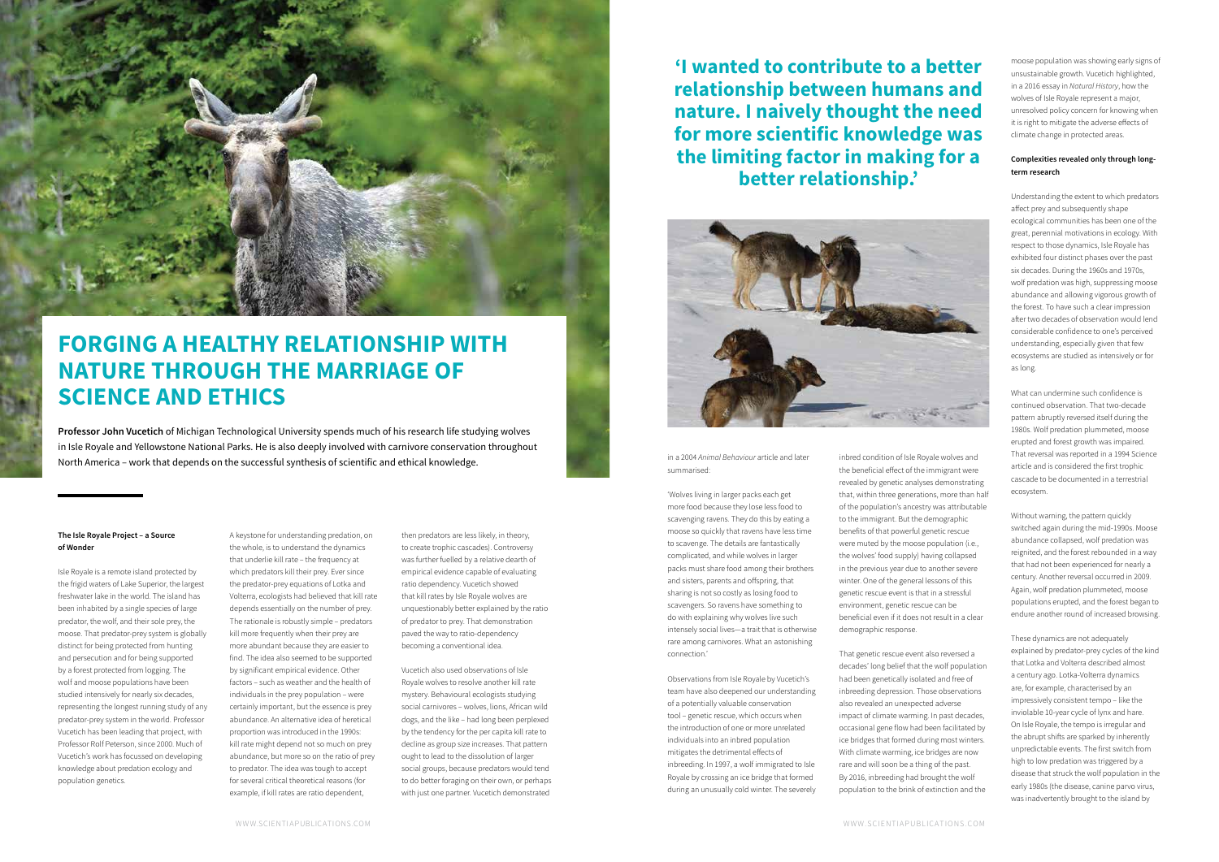# FORGING A HEALTHY RELATIONSHIP WITH NATURE THROUGH THE MARRIAGE OF SCIENCE AND ETHICS

**Professor John Vucetich** of Michigan Technological University spends much of his research life studying wolves in Isle Royale and Yellowstone National Parks. He is also deeply involved with carnivore conservation throughout North America – work that depends on the successful synthesis of scientific and ethical knowledge.

### The Isle Royale Project – a Source of Wonder

Isle Royale is a remote island protected by the frigid waters of Lake Superior, the largest freshwater lake in the world. The island has been inhabited by a single species of large predator, the wolf, and their sole prey, the moose. That predator-prey system is globally distinct for being protected from hunting and persecution and for being supported by a forest protected from logging. The wolf and moose populations have been studied intensively for nearly six decades, representing the longest running study of any predator-prey system in the world. Professor Vucetich has been leading that project, with Professor Rolf Peterson, since 2000. Much of Vucetich's work has focussed on developing knowledge about predation ecology and population genetics.

A keystone for understanding predation, on the whole, is to understand the dynamics that underlie kill rate – the frequency at which predators kill their prey. Ever since the predator-prey equations of Lotka and Volterra, ecologists had believed that kill rate depends essentially on the number of prey. The rationale is robustly simple – predators kill more frequently when their prey are more abundant because they are easier to find. The idea also seemed to be supported by significant empirical evidence. Other factors – such as weather and the health of individuals in the prey population – were certainly important, but the essence is prey abundance. An alternative idea of heretical proportion was introduced in the 1990s: kill rate might depend not so much on prey abundance, but more so on the ratio of prey to predator. The idea was tough to accept for several critical theoretical reasons (for example, if kill rates are ratio dependent, then predators are less likely, in theory, to create trophic cascades). Controversy was further fuelled by a relative dearth of empirical evidence capable of evaluating ratio dependency. Vucetich showed that kill rates by Isle Royale wolves are unquestionably better explained by the ratio of predator to prey. That demonstration paved the way to ratio-dependency becoming a conventional idea.

Vucetich also used observations of Isle Royale wolves to resolve another kill rate mystery. Behavioural ecologists studying social carnivores – wolves, lions, African wild dogs, and the like – had long been perplexed by the tendency for the per capita kill rate to decline as group size increases. That pattern ought to lead to the dissolution of larger social groups, because predators would tend to do better foraging on their own, or perhaps with just one partner. Vucetich demonstrated in a 2004 *Animal Behaviour* article and later summarised:

'Wolves living in larger packs each get more food because they lose less food to scavenging ravens. They do this by eating a moose so quickly that ravens have less time to scavenge. The details are fantastically complicated, and while wolves in larger packs must share food among their brothers and sisters, parents and offspring, that sharing is not so costly as losing food to scavengers. So ravens have something to do with explaining why wolves live such intensely social lives—a trait that is otherwise rare among carnivores. What an astonishing connection.'

Observations from Isle Royale by Vucetich's team have also deepened our understanding of a potentially valuable conservation tool – genetic rescue, which occurs when the introduction of one or more unrelated individuals into an inbred population mitigates the detrimental effects of inbreeding. In 1997, a wolf immigrated to Isle Royale by crossing an ice bridge that formed during an unusually cold winter. The severely inbred condition of Isle Royale wolves and the beneficial effect of the immigrant were revealed by genetic analyses demonstrating that, within three generations, more than half of the population's ancestry was attributable to the immigrant. But the demographic benefits of that powerful genetic rescue were muted by the moose population (i.e., the wolves' food supply) having collapsed in the previous year due to another severe winter. One of the general lessons of this genetic rescue event is that in a stressful environment, genetic rescue can be beneficial even if it does not result in a clear demographic response.

That genetic rescue event also reversed a decades' long belief that the wolf population had been genetically isolated and free of inbreeding depression. Those observations also revealed an unexpected adverse impact of climate warming. In past decades, occasional gene flow had been facilitated by ice bridges that formed during most winters. With climate warming, ice bridges are now rare and will soon be a thing of the past. By 2016, inbreeding had brought the wolf population to the brink of extinction and the moose population was showing early signs of unsustainable growth. Vucetich highlighted, in a 2016 essay in *Natural History*, how the wolves of Isle Royale represent a major, unresolved policy concern for knowing when it is right to mitigate the adverse effects of climate change in protected areas.

**'I wanted to contribute to a better relationship between humans and nature. I naively thought the need for more scientific knowledge was the limiting factor in making for a better relationship.'**

### Complexities revealed only through long-term research

Understanding the extent to which predators affect prey and subsequently shape ecological communities has been one of the great, perennial motivations in ecology. With respect to those dynamics, Isle Royale has exhibited four distinct phases over the past six decades. During the 1960s and 1970s, wolf predation was high, suppressing moose abundance and allowing vigorous growth of the forest. To have such a clear impression after two decades of observation would lend considerable confidence to one's perceived understanding, especially given that few ecosystems are studied as intensively or for as long.

What can undermine such confidence is continued observation. That two-decade pattern abruptly reversed itself during the 1980s. Wolf predation plummeted, moose erupted and forest growth was impaired. That reversal was reported in a 1994 Science article and is considered the first trophic cascade to be documented in a terrestrial ecosystem.

Without warning, the pattern quickly switched again during the mid-1990s. Moose abundance collapsed, wolf predation was reignited, and the forest rebounded in a way that had not been experienced for nearly a century. Another reversal occurred in 2009. Again, wolf predation plummeted, moose populations erupted, and the forest began to endure another round of increased browsing.

These dynamics are not adequately explained by predator-prey cycles of the kind that Lotka and Volterra described almost a century ago. Lotka-Volterra dynamics are, for example, characterised by an impressively consistent tempo – like the inviolable 10-year cycle of lynx and hare. On Isle Royale, the tempo is irregular and the abrupt shifts are sparked by inherently unpredictable events. The first switch from high to low predation was triggered by a disease that struck the wolf population in the early 1980s (the disease, canine parvo virus, was inadvertently brought to the island by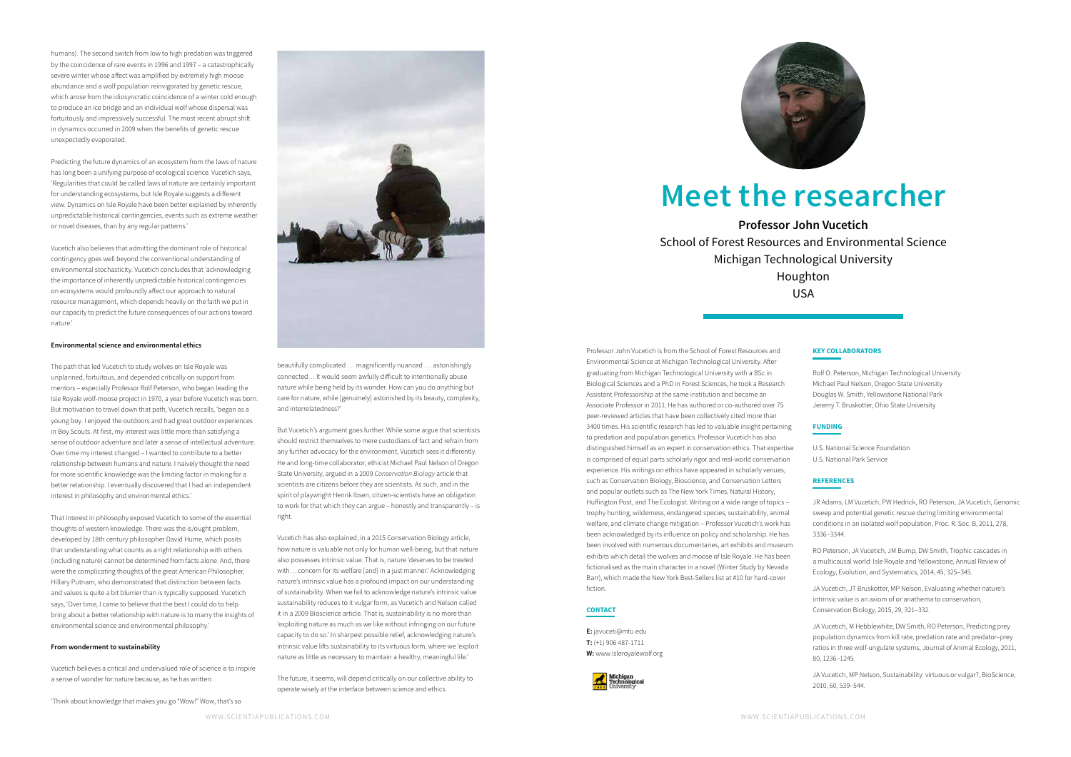humans). The second switch from low to high predation was triggered by the coincidence of rare events in 1996 and 1997 – a catastrophically severe winter whose affect was amplified by extremely high moose abundance and a wolf population reinvigorated by genetic rescue, which arose from the idiosyncratic coincidence of a winter cold enough to produce an ice bridge and an individual wolf whose dispersal was fortuitously and impressively successful. The most recent abrupt shift in dynamics occurred in 2009 when the benefits of genetic rescue unexpectedly evaporated.

Predicting the future dynamics of an ecosystem from the laws of nature has long been a unifying purpose of ecological science. Vucetich says, 'Regularities that could be called laws of nature are certainly important for understanding ecosystems, but Isle Royale suggests a different view. Dynamics on Isle Royale have been better explained by inherently unpredictable historical contingencies, events such as extreme weather or novel diseases, than by any regular patterns.'

Vucetich also believes that admitting the dominant role of historical contingency goes well beyond the conventional understanding of environmental stochasticity. Vucetich concludes that 'acknowledging the importance of inherently unpredictable historical contingencies on ecosystems would profoundly affect our approach to natural resource management, which depends heavily on the faith we put in our capacity to predict the future consequences of our actions toward nature.'

#### Environmental science and environmental ethics

The path that led Vucetich to study wolves on Isle Royale was unplanned, fortuitous, and depended critically on support from mentors – especially Professor Rolf Peterson, who began leading the Isle Royale wolf-moose project in 1970, a year before Vucetich was born. But motivation to travel down that path, Vucetich recalls, 'began as a young boy. I enjoyed the outdoors and had great outdoor experiences in Boy Scouts. At first, my interest was little more than satisfying a sense of outdoor adventure and later a sense of intellectual adventure. Over time my interest changed – I wanted to contribute to a better relationship between humans and nature. I naively thought the need for more scientific knowledge was the limiting factor in making for a better relationship. I eventually discovered that I had an independent interest in philosophy and environmental ethics.'

That interest in philosophy exposed Vucetich to some of the essential thoughts of western knowledge. There was the is/ought problem, developed by 18th century philosopher David Hume, which posits that understanding what counts as a right relationship with others (including nature) cannot be determined from facts alone. And, there were the complicating thoughts of the great American Philosopher, Hillary Putnam, who demonstrated that distinction between facts and values is quite a bit blurrier than is typically supposed. Vucetich says, 'Over time, I came to believe that the best I could do to help bring about a better relationship with nature is to marry the insights of environmental science and environmental philosophy.'

#### From wonderment to sustainability

Vucetich believes a critical and undervalued role of science is to inspire a sense of wonder for nature because, as he has written:

'Think about knowledge that makes you go "Wow!" Wow, that's so beautifully complicated . . . magnificently nuanced . . . astonishingly connected… It would seem awfully difficult to intentionally abuse nature while being held by its wonder. How can you do anything but care for nature, while [genuinely] astonished by its beauty, complexity, and interrelatedness?'

But Vucetich's argument goes further. While some argue that scientists should restrict themselves to mere custodians of fact and refrain from any further advocacy for the environment, Vucetich sees it differently. He and long-time collaborator, ethicist Michael Paul Nelson of Oregon State University, argued in a 2009 *Conservation Biology* article that scientists are citizens before they are scientists. As such, and in the spirit of playwright Henrik Ibsen, citizen-scientists have an obligation to work for that which they can argue – honestly and transparently – is right.

Vucetich has also explained, in a 2015 Conservation Biology article, how nature is valuable not only for human well-being, but that nature also possesses intrinsic value. That is, nature 'deserves to be treated with… concern for its welfare [and] in a just manner.' Acknowledging nature's intrinsic value has a profound impact on our understanding of sustainability. When we fail to acknowledge nature's intrinsic value sustainability reduces to it vulgar form, as Vucetich and Nelson called it in a 2009 Bioscience article. That is, sustainability is no more than 'exploiting nature as much as we like without infringing on our future capacity to do so.' In sharpest possible relief, acknowledging nature's intrinsic value lifts sustainability to its virtuous form, where we 'exploit nature as little as necessary to maintain a healthy, meaningful life.'

The future, it seems, will depend critically on our collective ability to operate wisely at the interface between science and ethics.

# Meet the researcher

**Professor John Vucetich**
School of Forest Resources and Environmental Science
Michigan Technological University
Houghton
USA

Professor John Vucetich is from the School of Forest Resources and Environmental Science at Michigan Technological University. After graduating from Michigan Technological University with a BSc in Biological Sciences and a PhD in Forest Sciences, he took a Research Assistant Professorship at the same institution and became an Associate Professor in 2011. He has authored or co-authored over 75 peer-reviewed articles that have been collectively cited more than 3400 times. His scientific research has led to valuable insight pertaining to predation and population genetics. Professor Vucetich has also distinguished himself as an expert in conservation ethics. That expertise is comprised of equal parts scholarly rigor and real-world conservation experience. His writings on ethics have appeared in scholarly venues, such as Conservation Biology, Bioscience, and Conservation Letters and popular outlets such as The New York Times, Natural History, Huffington Post, and The Ecologist. Writing on a wide range of topics – trophy hunting, wilderness, endangered species, sustainability, animal welfare, and climate change mitigation – Professor Vucetich's work has been acknowledged by its influence on policy and scholarship. He has been involved with numerous documentaries, art exhibits and museum exhibits which detail the wolves and moose of Isle Royale. He has been fictionalised as the main character in a novel (Winter Study by Nevada Barr), which made the New York Best-Sellers list at #10 for hard-cover fiction.

#### CONTACT

**E:** javuceti@mtu.edu
**T:** (+1) 906 487-1711
**W:** www.isleroyalewolf.org

#### KEY COLLABORATORS

Rolf O. Peterson, Michigan Technological University
Michael Paul Nelson, Oregon State University
Douglas W. Smith, Yellowstone National Park
Jeremy T. Bruskotter, Ohio State University

#### FUNDING

U.S. National Science Foundation
U.S. National Park Service

#### REFERENCES

JR Adams, LM Vucetich, PW Hedrick, RO Peterson, JA Vucetich, Genomic sweep and potential genetic rescue during limiting environmental conditions in an isolated wolf population, Proc. R. Soc. B, 2011, 278, 3336–3344.

RO Peterson, JA Vucetich, JM Bump, DW Smith, Trophic cascades in a multicausal world: Isle Royale and Yellowstone, Annual Review of Ecology, Evolution, and Systematics, 2014, 45, 325–345.

JA Vucetich, JT Bruskotter, MP Nelson, Evaluating whether nature's intrinsic value is an axiom of or anathema to conservation, Conservation Biology, 2015, 29, 321–332.

JA Vucetich, M Hebblewhite, DW Smith, RO Peterson, Predicting prey population dynamics from kill rate, predation rate and predator–prey ratios in three wolf-ungulate systems, Journal of Animal Ecology, 2011, 80, 1236–1245.

JA Vucetich, MP Nelson, Sustainability: virtuous or vulgar?, BioScience, 2010, 60, 539–544.